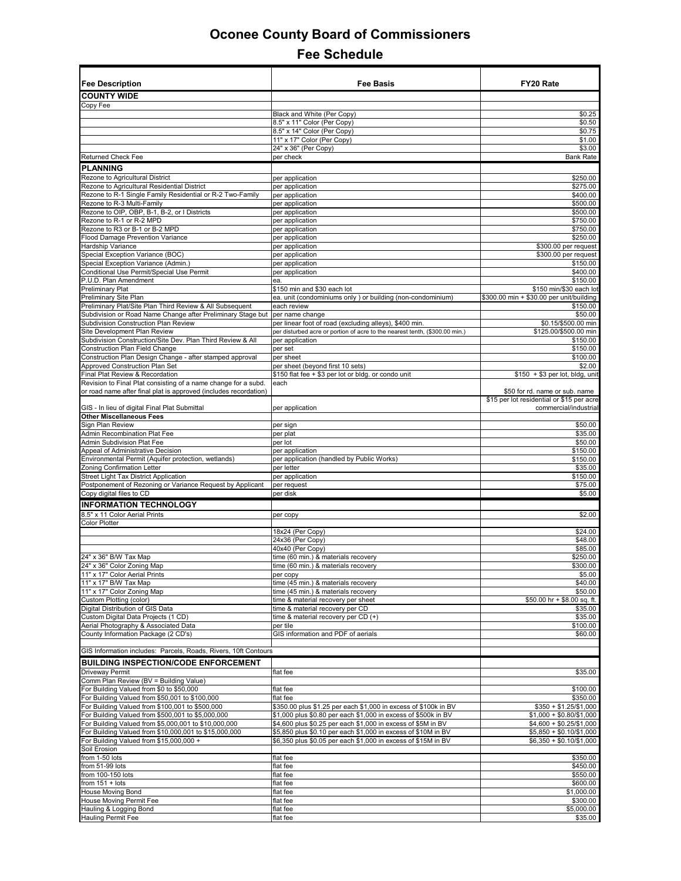# Oconee County Board of Commissioners

## Fee Schedule

| Fee Description | Fee Basis | FY20 Rate |
|---|---|---|
| **COUNTY WIDE** | | |
| Copy Fee | | |
| | Black and White (Per Copy) | $0.25 |
| | 8.5" x 11" Color (Per Copy) | $0.50 |
| | 8.5" x 14" Color (Per Copy) | $0.75 |
| | 11" x 17" Color (Per Copy) | $1.00 |
| | 24" x 36" (Per Copy) | $3.00 |
| Returned Check Fee | per check | Bank Rate |
| **PLANNING** | | |
| Rezone to Agricultural District | per application | $250.00 |
| Rezone to Agricultural Residential District | per application | $275.00 |
| Rezone to R-1 Single Family Residential or R-2 Two-Family | per application | $400.00 |
| Rezone to R-3 Multi-Family | per application | $500.00 |
| Rezone to OIP, OBP, B-1, B-2, or I Districts | per application | $500.00 |
| Rezone to R-1 or R-2 MPD | per application | $750.00 |
| Rezone to R3 or B-1 or B-2 MPD | per application | $750.00 |
| Flood Damage Prevention Variance | per application | $250.00 |
| Hardship Variance | per application | $300.00 per request |
| Special Exception Variance (BOC) | per application | $300.00 per request |
| Special Exception Variance (Admin.) | per application | $150.00 |
| Conditional Use Permit/Special Use Permit | per application | $400.00 |
| P.U.D. Plan Amendment | ea. | $150.00 |
| Preliminary Plat | $150 min and $30 each lot | $150 min/$30 each lot |
| Preliminary Site Plan | ea. unit (condominiums only ) or building (non-condominium) | $300.00 min + $30.00 per unit/building |
| Preliminary Plat/Site Plan Third Review & All Subsequent | each review | $150.00 |
| Subdivision or Road Name Change after Preliminary Stage but | per name change | $50.00 |
| Subdivision Construction Plan Review | per linear foot of road (excluding alleys), $400 min. | $0.15/$500.00 min |
| Site Development Plan Review | per disturbed acre or portion of acre to the nearest tenth, ($300.00 min.) | $125.00/$500.00 min |
| Subdivision Construction/Site Dev. Plan Third Review & All | per application | $150.00 |
| Construction Plan Field Change | per set | $150.00 |
| Construction Plan Design Change - after stamped approval | per sheet | $100.00 |
| Approved Construction Plan Set | per sheet (beyond first 10 sets) | $2.00 |
| Final Plat Review & Recordation | $150 flat fee + $3 per lot or bldg. or condo unit | $150 + $3 per lot, bldg, unit |
| Revision to Final Plat consisting of a name change for a subd. or road name after final plat is approved (includes recordation) | each | $50 for rd. name or sub. name |
| GIS - In lieu of digital Final Plat Submittal | per application | $15 per lot residential or $15 per acre commercial/industrial |
| **Other Miscellaneous Fees** | | |
| Sign Plan Review | per sign | $50.00 |
| Admin Recombination Plat Fee | per plat | $35.00 |
| Admin Subdivision Plat Fee | per lot | $50.00 |
| Appeal of Administrative Decision | per application | $150.00 |
| Environmental Permit (Aquifer protection, wetlands) | per application (handled by Public Works) | $150.00 |
| Zoning Confirmation Letter | per letter | $35.00 |
| Street Light Tax District Application | per application | $150.00 |
| Postponement of Rezoning or Variance Request by Applicant | per request | $75.00 |
| Copy digital files to CD | per disk | $5.00 |
| **INFORMATION TECHNOLOGY** | | |
| 8.5" x 11 Color Aerial Prints | per copy | $2.00 |
| Color Plotter | | |
| | 18x24 (Per Copy) | $24.00 |
| | 24x36 (Per Copy) | $48.00 |
| | 40x40 (Per Copy) | $85.00 |
| 24" x 36" B/W Tax Map | time (60 min.) & materials recovery | $250.00 |
| 24" x 36" Color Zoning Map | time (60 min.) & materials recovery | $300.00 |
| 11" x 17" Color Aerial Prints | per copy | $5.00 |
| 11" x 17" B/W Tax Map | time (45 min.) & materials recovery | $40.00 |
| 11" x 17" Color Zoning Map | time (45 min.) & materials recovery | $50.00 |
| Custom Plotting (color) | time & material recovery per sheet | $50.00 hr + $8.00 sq. ft. |
| Digital Distribution of GIS Data | time & material recovery per CD | $35.00 |
| Custom Digital Data Projects (1 CD) | time & material recovery per CD (+) | $35.00 |
| Aerial Photography & Associated Data | per tile | $100.00 |
| County Information Package (2 CD's) | GIS information and PDF of aerials | $60.00 |
| | | |
| GIS Information includes: Parcels, Roads, Rivers, 10ft Contours | | |
| **BUILDING INSPECTION/CODE ENFORCEMENT** | | |
| Driveway Permit | flat fee | $35.00 |
| Comm Plan Review (BV = Building Value) | | |
| For Building Valued from $0 to $50,000 | flat fee | $100.00 |
| For Building Valued from $50,001 to $100,000 | flat fee | $350.00 |
| For Building Valued from $100,001 to $500,000 | $350.00 plus $1.25 per each $1,000 in excess of $100k in BV | $350 + $1.25/$1,000 |
| For Building Valued from $500,001 to $5,000,000 | $1,000 plus $0.80 per each $1,000 in excess of $500k in BV | $1,000 + $0.80/$1,000 |
| For Building Valued from $5,000,001 to $10,000,000 | $4,600 plus $0.25 per each $1,000 in excess of $5M in BV | $4,600 + $0.25/$1,000 |
| For Building Valued from $10,000,001 to $15,000,000 | $5,850 plus $0.10 per each $1,000 in excess of $10M in BV | $5,850 + $0.10/$1,000 |
| For Building Valued from $15,000,000 + | $6,350 plus $0.05 per each $1,000 in excess of $15M in BV | $6,350 + $0.10/$1,000 |
| Soil Erosion | | |
| from 1-50 lots | flat fee | $350.00 |
| from 51-99 lots | flat fee | $450.00 |
| from 100-150 lots | flat fee | $550.00 |
| from 151 + lots | flat fee | $600.00 |
| House Moving Bond | flat fee | $1,000.00 |
| House Moving Permit Fee | flat fee | $300.00 |
| Hauling & Logging Bond | flat fee | $5,000.00 |
| Hauling Permit Fee | flat fee | $35.00 |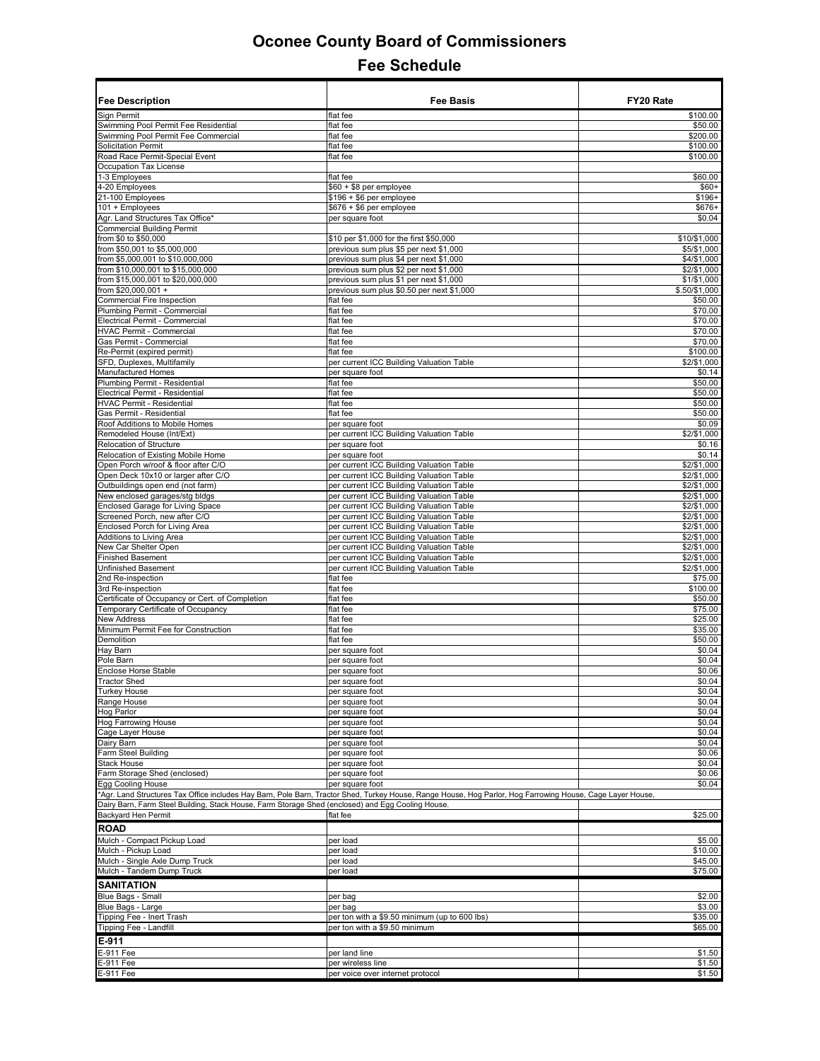# Oconee County Board of Commissioners

## Fee Schedule

| Fee Description | Fee Basis | FY20 Rate |
|---|---|---|
| Sign Permit | flat fee | $100.00 |
| Swimming Pool Permit Fee Residential | flat fee | $50.00 |
| Swimming Pool Permit Fee Commercial | flat fee | $200.00 |
| Solicitation Permit | flat fee | $100.00 |
| Road Race Permit-Special Event | flat fee | $100.00 |
| Occupation Tax License | | |
| 1-3 Employees | flat fee | $60.00 |
| 4-20 Employees | $60 + $8 per employee | $60+ |
| 21-100 Employees | $196 + $6 per employee | $196+ |
| 101 + Employees | $676 + $6 per employee | $676+ |
| Agr. Land Structures Tax Office* | per square foot | $0.04 |
| Commercial Building Permit | | |
| from $0 to $50,000 | $10 per $1,000 for the first $50,000 | $10/$1,000 |
| from $50,001 to $5,000,000 | previous sum plus $5 per next $1,000 | $5/$1,000 |
| from $5,000,001 to $10,000,000 | previous sum plus $4 per next $1,000 | $4/$1,000 |
| from $10,000,001 to $15,000,000 | previous sum plus $2 per next $1,000 | $2/$1,000 |
| from $15,000,001 to $20,000,000 | previous sum plus $1 per next $1,000 | $1/$1,000 |
| from $20,000,001 + | previous sum plus $0.50 per next $1,000 | $.50/$1,000 |
| Commercial Fire Inspection | flat fee | $50.00 |
| Plumbing Permit - Commercial | flat fee | $70.00 |
| Electrical Permit - Commercial | flat fee | $70.00 |
| HVAC Permit - Commercial | flat fee | $70.00 |
| Gas Permit - Commercial | flat fee | $70.00 |
| Re-Permit (expired permit) | flat fee | $100.00 |
| SFD, Duplexes, Multifamily | per current ICC Building Valuation Table | $2/$1,000 |
| Manufactured Homes | per square foot | $0.14 |
| Plumbing Permit - Residential | flat fee | $50.00 |
| Electrical Permit - Residential | flat fee | $50.00 |
| HVAC Permit - Residential | flat fee | $50.00 |
| Gas Permit - Residential | flat fee | $50.00 |
| Roof Additions to Mobile Homes | per square foot | $0.09 |
| Remodeled House (Int/Ext) | per current ICC Building Valuation Table | $2/$1,000 |
| Relocation of Structure | per square foot | $0.16 |
| Relocation of Existing Mobile Home | per square foot | $0.14 |
| Open Porch w/roof & floor after C/O | per current ICC Building Valuation Table | $2/$1,000 |
| Open Deck 10x10 or larger after C/O | per current ICC Building Valuation Table | $2/$1,000 |
| Outbuildings open end (not farm) | per current ICC Building Valuation Table | $2/$1,000 |
| New enclosed garages/stg bldgs | per current ICC Building Valuation Table | $2/$1,000 |
| Enclosed Garage for Living Space | per current ICC Building Valuation Table | $2/$1,000 |
| Screened Porch, new after C/O | per current ICC Building Valuation Table | $2/$1,000 |
| Enclosed Porch for Living Area | per current ICC Building Valuation Table | $2/$1,000 |
| Additions to Living Area | per current ICC Building Valuation Table | $2/$1,000 |
| New Car Shelter Open | per current ICC Building Valuation Table | $2/$1,000 |
| Finished Basement | per current ICC Building Valuation Table | $2/$1,000 |
| Unfinished Basement | per current ICC Building Valuation Table | $2/$1,000 |
| 2nd Re-inspection | flat fee | $75.00 |
| 3rd Re-inspection | flat fee | $100.00 |
| Certificate of Occupancy or Cert. of Completion | flat fee | $50.00 |
| Temporary Certificate of Occupancy | flat fee | $75.00 |
| New Address | flat fee | $25.00 |
| Minimum Permit Fee for Construction | flat fee | $35.00 |
| Demolition | flat fee | $50.00 |
| Hay Barn | per square foot | $0.04 |
| Pole Barn | per square foot | $0.04 |
| Enclose Horse Stable | per square foot | $0.06 |
| Tractor Shed | per square foot | $0.04 |
| Turkey House | per square foot | $0.04 |
| Range House | per square foot | $0.04 |
| Hog Parlor | per square foot | $0.04 |
| Hog Farrowing House | per square foot | $0.04 |
| Cage Layer House | per square foot | $0.04 |
| Dairy Barn | per square foot | $0.04 |
| Farm Steel Building | per square foot | $0.06 |
| Stack House | per square foot | $0.04 |
| Farm Storage Shed (enclosed) | per square foot | $0.06 |
| Egg Cooling House | per square foot | $0.04 |
| *Agr. Land Structures Tax Office includes Hay Barn, Pole Barn, Tractor Shed, Turkey House, Range House, Hog Parlor, Hog Farrowing House, Cage Layer House, Dairy Barn, Farm Steel Building, Stack House, Farm Storage Shed (enclosed) and Egg Cooling House. | | |
| Backyard Hen Permit | flat fee | $25.00 |
| **ROAD** | | |
| Mulch - Compact Pickup Load | per load | $5.00 |
| Mulch - Pickup Load | per load | $10.00 |
| Mulch - Single Axle Dump Truck | per load | $45.00 |
| Mulch - Tandem Dump Truck | per load | $75.00 |
| **SANITATION** | | |
| Blue Bags - Small | per bag | $2.00 |
| Blue Bags - Large | per bag | $3.00 |
| Tipping Fee - Inert Trash | per ton with a $9.50 minimum (up to 600 lbs) | $35.00 |
| Tipping Fee - Landfill | per ton with a $9.50 minimum | $65.00 |
| **E-911** | | |
| E-911 Fee | per land line | $1.50 |
| E-911 Fee | per wireless line | $1.50 |
| E-911 Fee | per voice over internet protocol | $1.50 |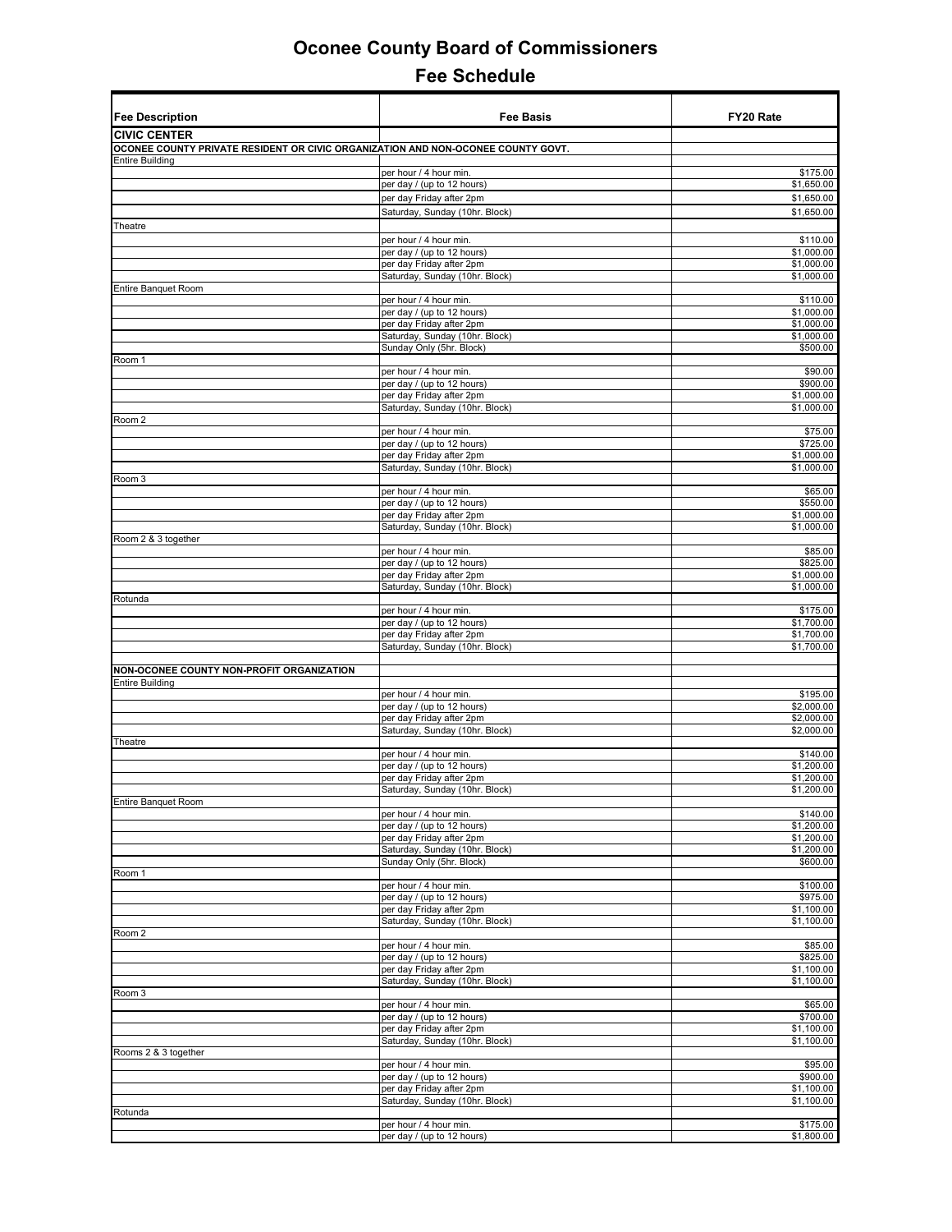# Oconee County Board of Commissioners

## Fee Schedule

| Fee Description | Fee Basis | FY20 Rate |
|---|---|---|
| **CIVIC CENTER** | | |
| **OCONEE COUNTY PRIVATE RESIDENT OR CIVIC ORGANIZATION AND NON-OCONEE COUNTY GOVT.** | | |
| Entire Building | | |
| | per hour / 4 hour min. | $175.00 |
| | per day / (up to 12 hours) | $1,650.00 |
| | per day Friday after 2pm | $1,650.00 |
| | Saturday, Sunday (10hr. Block) | $1,650.00 |
| Theatre | | |
| | per hour / 4 hour min. | $110.00 |
| | per day / (up to 12 hours) | $1,000.00 |
| | per day Friday after 2pm | $1,000.00 |
| | Saturday, Sunday (10hr. Block) | $1,000.00 |
| Entire Banquet Room | | |
| | per hour / 4 hour min. | $110.00 |
| | per day / (up to 12 hours) | $1,000.00 |
| | per day Friday after 2pm | $1,000.00 |
| | Saturday, Sunday (10hr. Block) | $1,000.00 |
| | Sunday Only (5hr. Block) | $500.00 |
| Room 1 | | |
| | per hour / 4 hour min. | $90.00 |
| | per day / (up to 12 hours) | $900.00 |
| | per day Friday after 2pm | $1,000.00 |
| | Saturday, Sunday (10hr. Block) | $1,000.00 |
| Room 2 | | |
| | per hour / 4 hour min. | $75.00 |
| | per day / (up to 12 hours) | $725.00 |
| | per day Friday after 2pm | $1,000.00 |
| | Saturday, Sunday (10hr. Block) | $1,000.00 |
| Room 3 | | |
| | per hour / 4 hour min. | $65.00 |
| | per day / (up to 12 hours) | $550.00 |
| | per day Friday after 2pm | $1,000.00 |
| | Saturday, Sunday (10hr. Block) | $1,000.00 |
| Room 2 & 3 together | | |
| | per hour / 4 hour min. | $85.00 |
| | per day / (up to 12 hours) | $825.00 |
| | per day Friday after 2pm | $1,000.00 |
| | Saturday, Sunday (10hr. Block) | $1,000.00 |
| Rotunda | | |
| | per hour / 4 hour min. | $175.00 |
| | per day / (up to 12 hours) | $1,700.00 |
| | per day Friday after 2pm | $1,700.00 |
| | Saturday, Sunday (10hr. Block) | $1,700.00 |
| | | |
| **NON-OCONEE COUNTY NON-PROFIT ORGANIZATION** | | |
| Entire Building | | |
| | per hour / 4 hour min. | $195.00 |
| | per day / (up to 12 hours) | $2,000.00 |
| | per day Friday after 2pm | $2,000.00 |
| | Saturday, Sunday (10hr. Block) | $2,000.00 |
| Theatre | | |
| | per hour / 4 hour min. | $140.00 |
| | per day / (up to 12 hours) | $1,200.00 |
| | per day Friday after 2pm | $1,200.00 |
| | Saturday, Sunday (10hr. Block) | $1,200.00 |
| Entire Banquet Room | | |
| | per hour / 4 hour min. | $140.00 |
| | per day / (up to 12 hours) | $1,200.00 |
| | per day Friday after 2pm | $1,200.00 |
| | Saturday, Sunday (10hr. Block) | $1,200.00 |
| | Sunday Only (5hr. Block) | $600.00 |
| Room 1 | | |
| | per hour / 4 hour min. | $100.00 |
| | per day / (up to 12 hours) | $975.00 |
| | per day Friday after 2pm | $1,100.00 |
| | Saturday, Sunday (10hr. Block) | $1,100.00 |
| Room 2 | | |
| | per hour / 4 hour min. | $85.00 |
| | per day / (up to 12 hours) | $825.00 |
| | per day Friday after 2pm | $1,100.00 |
| | Saturday, Sunday (10hr. Block) | $1,100.00 |
| Room 3 | | |
| | per hour / 4 hour min. | $65.00 |
| | per day / (up to 12 hours) | $700.00 |
| | per day Friday after 2pm | $1,100.00 |
| | Saturday, Sunday (10hr. Block) | $1,100.00 |
| Rooms 2 & 3 together | | |
| | per hour / 4 hour min. | $95.00 |
| | per day / (up to 12 hours) | $900.00 |
| | per day Friday after 2pm | $1,100.00 |
| | Saturday, Sunday (10hr. Block) | $1,100.00 |
| Rotunda | | |
| | per hour / 4 hour min. | $175.00 |
| | per day / (up to 12 hours) | $1,800.00 |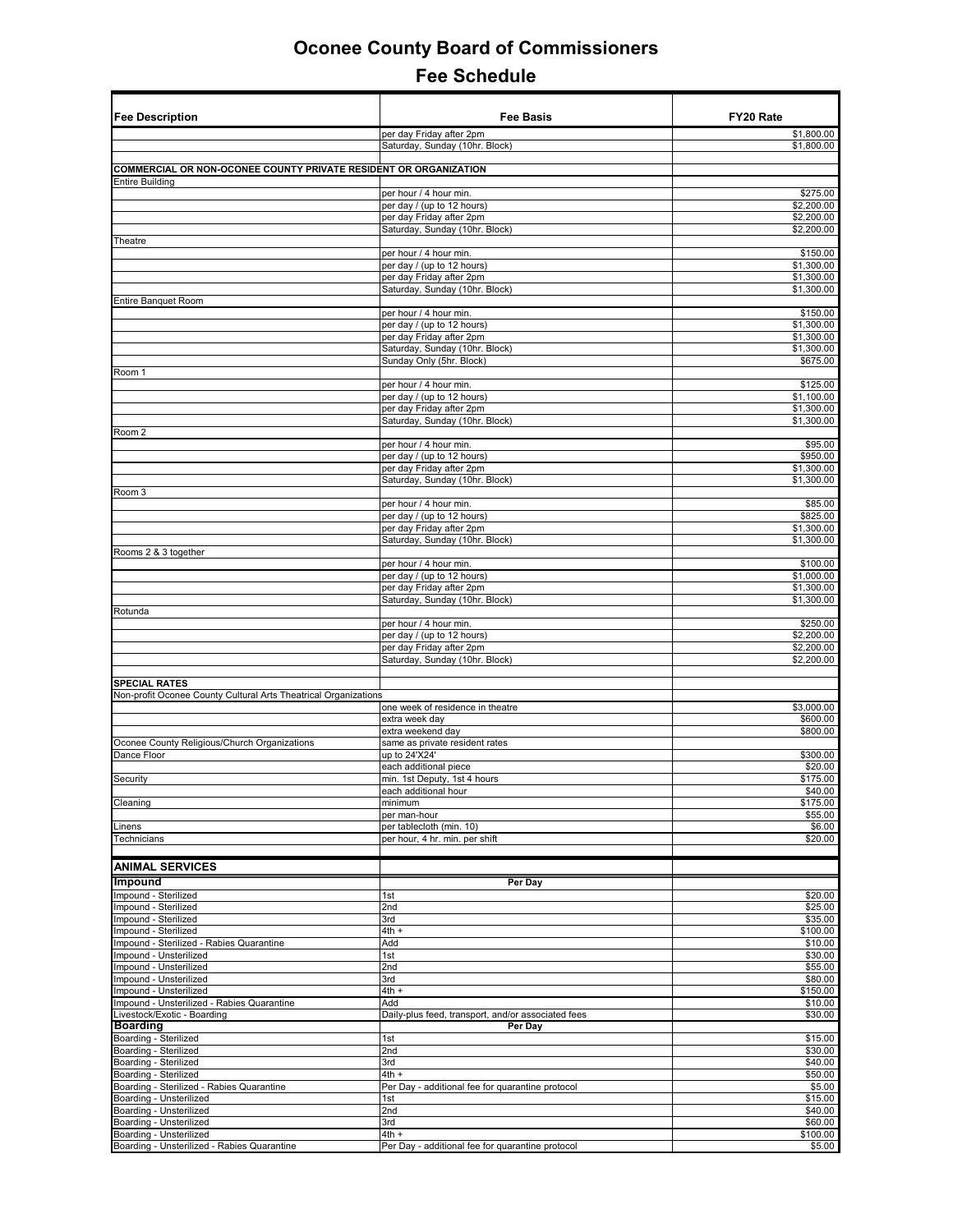# Oconee County Board of Commissioners

## Fee Schedule

| Fee Description | Fee Basis | FY20 Rate |
|---|---|---|
| | per day Friday after 2pm | $1,800.00 |
| | Saturday, Sunday (10hr. Block) | $1,800.00 |
| | | |
| **COMMERCIAL OR NON-OCONEE COUNTY PRIVATE RESIDENT OR ORGANIZATION** | | |
| Entire Building | | |
| | per hour / 4 hour min. | $275.00 |
| | per day / (up to 12 hours) | $2,200.00 |
| | per day Friday after 2pm | $2,200.00 |
| | Saturday, Sunday (10hr. Block) | $2,200.00 |
| Theatre | | |
| | per hour / 4 hour min. | $150.00 |
| | per day / (up to 12 hours) | $1,300.00 |
| | per day Friday after 2pm | $1,300.00 |
| | Saturday, Sunday (10hr. Block) | $1,300.00 |
| Entire Banquet Room | | |
| | per hour / 4 hour min. | $150.00 |
| | per day / (up to 12 hours) | $1,300.00 |
| | per day Friday after 2pm | $1,300.00 |
| | Saturday, Sunday (10hr. Block) | $1,300.00 |
| | Sunday Only (5hr. Block) | $675.00 |
| Room 1 | | |
| | per hour / 4 hour min. | $125.00 |
| | per day / (up to 12 hours) | $1,100.00 |
| | per day Friday after 2pm | $1,300.00 |
| | Saturday, Sunday (10hr. Block) | $1,300.00 |
| Room 2 | | |
| | per hour / 4 hour min. | $95.00 |
| | per day / (up to 12 hours) | $950.00 |
| | per day Friday after 2pm | $1,300.00 |
| | Saturday, Sunday (10hr. Block) | $1,300.00 |
| Room 3 | | |
| | per hour / 4 hour min. | $85.00 |
| | per day / (up to 12 hours) | $825.00 |
| | per day Friday after 2pm | $1,300.00 |
| | Saturday, Sunday (10hr. Block) | $1,300.00 |
| Rooms 2 & 3 together | | |
| | per hour / 4 hour min. | $100.00 |
| | per day / (up to 12 hours) | $1,000.00 |
| | per day Friday after 2pm | $1,300.00 |
| | Saturday, Sunday (10hr. Block) | $1,300.00 |
| Rotunda | | |
| | per hour / 4 hour min. | $250.00 |
| | per day / (up to 12 hours) | $2,200.00 |
| | per day Friday after 2pm | $2,200.00 |
| | Saturday, Sunday (10hr. Block) | $2,200.00 |
| | | |
| **SPECIAL RATES** | | |
| Non-profit Oconee County Cultural Arts Theatrical Organizations | | |
| | one week of residence in theatre | $3,000.00 |
| | extra week day | $600.00 |
| | extra weekend day | $800.00 |
| Oconee County Religious/Church Organizations | same as private resident rates | |
| Dance Floor | up to 24'X24' | $300.00 |
| | each additional piece | $20.00 |
| Security | min. 1st Deputy, 1st 4 hours | $175.00 |
| | each additional hour | $40.00 |
| Cleaning | minimum | $175.00 |
| | per man-hour | $55.00 |
| Linens | per tablecloth (min. 10) | $6.00 |
| Technicians | per hour, 4 hr. min. per shift | $20.00 |
| | | |
| **ANIMAL SERVICES** | | |
| **Impound** | **Per Day** | |
| Impound - Sterilized | 1st | $20.00 |
| Impound - Sterilized | 2nd | $25.00 |
| Impound - Sterilized | 3rd | $35.00 |
| Impound - Sterilized | 4th + | $100.00 |
| Impound - Sterilized - Rabies Quarantine | Add | $10.00 |
| Impound - Unsterilized | 1st | $30.00 |
| Impound - Unsterilized | 2nd | $55.00 |
| Impound - Unsterilized | 3rd | $80.00 |
| Impound - Unsterilized | 4th + | $150.00 |
| Impound - Unsterilized - Rabies Quarantine | Add | $10.00 |
| Livestock/Exotic - Boarding | Daily-plus feed, transport, and/or associated fees | $30.00 |
| **Boarding** | **Per Day** | |
| Boarding - Sterilized | 1st | $15.00 |
| Boarding - Sterilized | 2nd | $30.00 |
| Boarding - Sterilized | 3rd | $40.00 |
| Boarding - Sterilized | 4th + | $50.00 |
| Boarding - Sterilized - Rabies Quarantine | Per Day - additional fee for quarantine protocol | $5.00 |
| Boarding - Unsterilized | 1st | $15.00 |
| Boarding - Unsterilized | 2nd | $40.00 |
| Boarding - Unsterilized | 3rd | $60.00 |
| Boarding - Unsterilized | 4th + | $100.00 |
| Boarding - Unsterilized - Rabies Quarantine | Per Day - additional fee for quarantine protocol | $5.00 |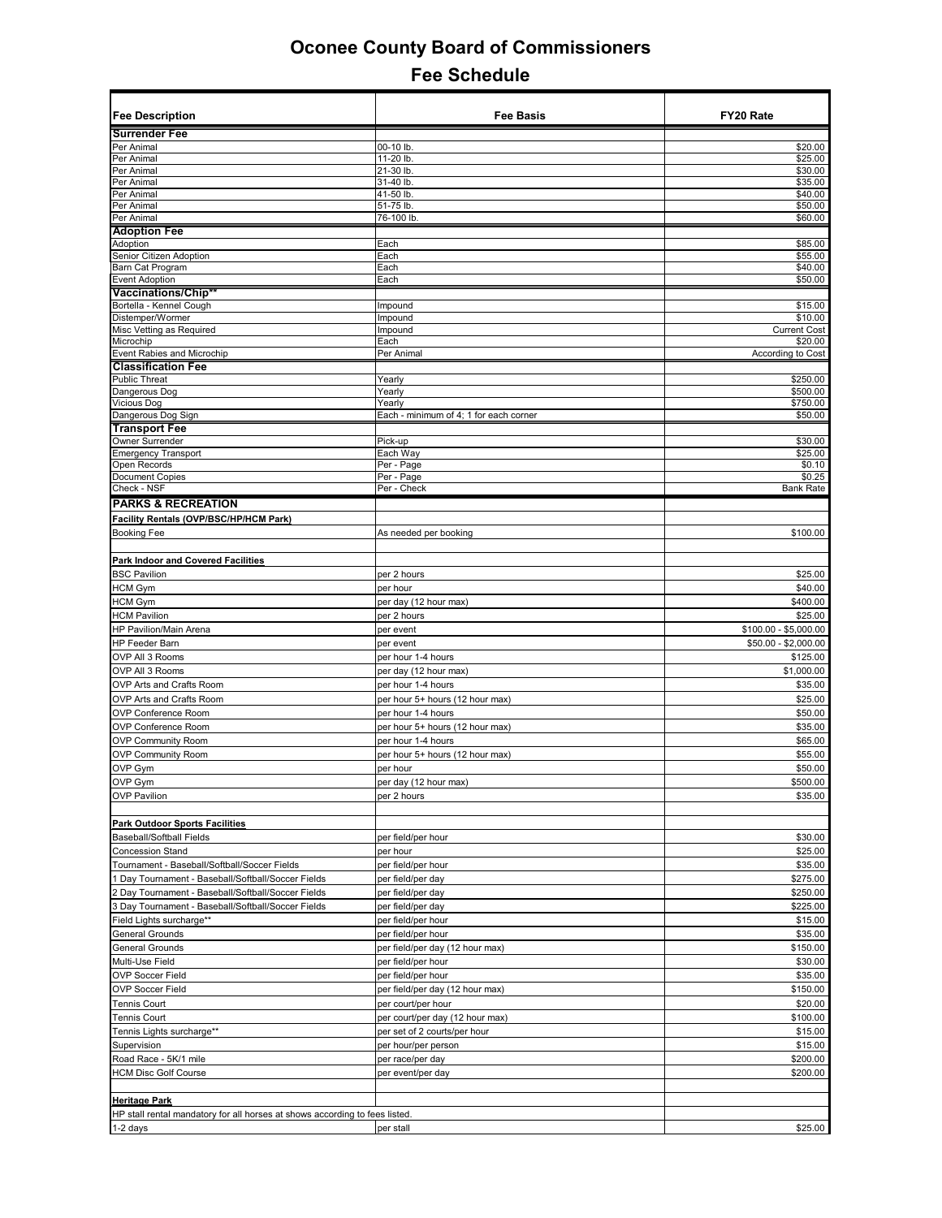# Oconee County Board of Commissioners

## Fee Schedule

| Fee Description | Fee Basis | FY20 Rate |
|---|---|---|
| **Surrender Fee** | | |
| Per Animal | 00-10 lb. | $20.00 |
| Per Animal | 11-20 lb. | $25.00 |
| Per Animal | 21-30 lb. | $30.00 |
| Per Animal | 31-40 lb. | $35.00 |
| Per Animal | 41-50 lb. | $40.00 |
| Per Animal | 51-75 lb. | $50.00 |
| Per Animal | 76-100 lb. | $60.00 |
| **Adoption Fee** | | |
| Adoption | Each | $85.00 |
| Senior Citizen Adoption | Each | $55.00 |
| Barn Cat Program | Each | $40.00 |
| Event Adoption | Each | $50.00 |
| **Vaccinations/Chip**** | | |
| Bortella - Kennel Cough | Impound | $15.00 |
| Distemper/Wormer | Impound | $10.00 |
| Misc Vetting as Required | Impound | Current Cost |
| Microchip | Each | $20.00 |
| Event Rabies and Microchip | Per Animal | According to Cost |
| **Classification Fee** | | |
| Public Threat | Yearly | $250.00 |
| Dangerous Dog | Yearly | $500.00 |
| Vicious Dog | Yearly | $750.00 |
| Dangerous Dog Sign | Each - minimum of 4; 1 for each corner | $50.00 |
| **Transport Fee** | | |
| Owner Surrender | Pick-up | $30.00 |
| Emergency Transport | Each Way | $25.00 |
| Open Records | Per - Page | $0.10 |
| Document Copies | Per - Page | $0.25 |
| Check - NSF | Per - Check | Bank Rate |
| **PARKS & RECREATION** | | |
| **Facility Rentals (OVP/BSC/HP/HCM Park)** | | |
| Booking Fee | As needed per booking | $100.00 |
| | | |
| **Park Indoor and Covered Facilities** | | |
| BSC Pavilion | per 2 hours | $25.00 |
| HCM Gym | per hour | $40.00 |
| HCM Gym | per day (12 hour max) | $400.00 |
| HCM Pavilion | per 2 hours | $25.00 |
| HP Pavilion/Main Arena | per event | $100.00 - $5,000.00 |
| HP Feeder Barn | per event | $50.00 - $2,000.00 |
| OVP All 3 Rooms | per hour 1-4 hours | $125.00 |
| OVP All 3 Rooms | per day (12 hour max) | $1,000.00 |
| OVP Arts and Crafts Room | per hour 1-4 hours | $35.00 |
| OVP Arts and Crafts Room | per hour 5+ hours (12 hour max) | $25.00 |
| OVP Conference Room | per hour 1-4 hours | $50.00 |
| OVP Conference Room | per hour 5+ hours (12 hour max) | $35.00 |
| OVP Community Room | per hour 1-4 hours | $65.00 |
| OVP Community Room | per hour 5+ hours (12 hour max) | $55.00 |
| OVP Gym | per hour | $50.00 |
| OVP Gym | per day (12 hour max) | $500.00 |
| OVP Pavilion | per 2 hours | $35.00 |
| | | |
| **Park Outdoor Sports Facilities** | | |
| Baseball/Softball Fields | per field/per hour | $30.00 |
| Concession Stand | per hour | $25.00 |
| Tournament - Baseball/Softball/Soccer Fields | per field/per hour | $35.00 |
| 1 Day Tournament - Baseball/Softball/Soccer Fields | per field/per day | $275.00 |
| 2 Day Tournament - Baseball/Softball/Soccer Fields | per field/per day | $250.00 |
| 3 Day Tournament - Baseball/Softball/Soccer Fields | per field/per day | $225.00 |
| Field Lights surcharge** | per field/per hour | $15.00 |
| General Grounds | per field/per hour | $35.00 |
| General Grounds | per field/per day (12 hour max) | $150.00 |
| Multi-Use Field | per field/per hour | $30.00 |
| OVP Soccer Field | per field/per hour | $35.00 |
| OVP Soccer Field | per field/per day (12 hour max) | $150.00 |
| Tennis Court | per court/per hour | $20.00 |
| Tennis Court | per court/per day (12 hour max) | $100.00 |
| Tennis Lights surcharge** | per set of 2 courts/per hour | $15.00 |
| Supervision | per hour/per person | $15.00 |
| Road Race - 5K/1 mile | per race/per day | $200.00 |
| HCM Disc Golf Course | per event/per day | $200.00 |
| | | |
| **Heritage Park** | | |
| HP stall rental mandatory for all horses at shows according to fees listed. | | |
| 1-2 days | per stall | $25.00 |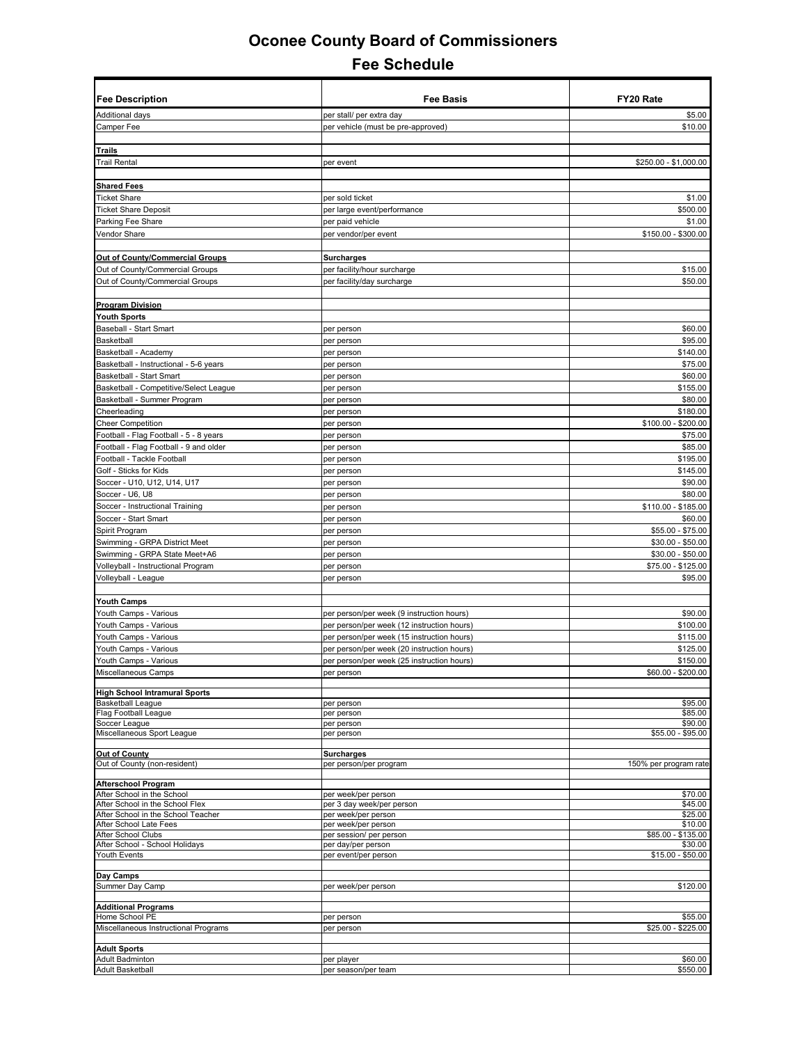# Oconee County Board of Commissioners

## Fee Schedule

| Fee Description | Fee Basis | FY20 Rate |
|---|---|---|
| Additional days | per stall/ per extra day | $5.00 |
| Camper Fee | per vehicle (must be pre-approved) | $10.00 |
| | | |
| **Trails** | | |
| Trail Rental | per event | $250.00 - $1,000.00 |
| | | |
| **Shared Fees** | | |
| Ticket Share | per sold ticket | $1.00 |
| Ticket Share Deposit | per large event/performance | $500.00 |
| Parking Fee Share | per paid vehicle | $1.00 |
| Vendor Share | per vendor/per event | $150.00 - $300.00 |
| | | |
| **Out of County/Commercial Groups** | **Surcharges** | |
| Out of County/Commercial Groups | per facility/hour surcharge | $15.00 |
| Out of County/Commercial Groups | per facility/day surcharge | $50.00 |
| | | |
| **Program Division** | | |
| **Youth Sports** | | |
| Baseball - Start Smart | per person | $60.00 |
| Basketball | per person | $95.00 |
| Basketball - Academy | per person | $140.00 |
| Basketball - Instructional - 5-6 years | per person | $75.00 |
| Basketball - Start Smart | per person | $60.00 |
| Basketball - Competitive/Select League | per person | $155.00 |
| Basketball - Summer Program | per person | $80.00 |
| Cheerleading | per person | $180.00 |
| Cheer Competition | per person | $100.00 - $200.00 |
| Football - Flag Football - 5 - 8 years | per person | $75.00 |
| Football - Flag Football - 9 and older | per person | $85.00 |
| Football - Tackle Football | per person | $195.00 |
| Golf - Sticks for Kids | per person | $145.00 |
| Soccer - U10, U12, U14, U17 | per person | $90.00 |
| Soccer - U6, U8 | per person | $80.00 |
| Soccer - Instructional Training | per person | $110.00 - $185.00 |
| Soccer - Start Smart | per person | $60.00 |
| Spirit Program | per person | $55.00 - $75.00 |
| Swimming - GRPA District Meet | per person | $30.00 - $50.00 |
| Swimming - GRPA State Meet+A6 | per person | $30.00 - $50.00 |
| Volleyball - Instructional Program | per person | $75.00 - $125.00 |
| Volleyball - League | per person | $95.00 |
| | | |
| **Youth Camps** | | |
| Youth Camps - Various | per person/per week (9 instruction hours) | $90.00 |
| Youth Camps - Various | per person/per week (12 instruction hours) | $100.00 |
| Youth Camps - Various | per person/per week (15 instruction hours) | $115.00 |
| Youth Camps - Various | per person/per week (20 instruction hours) | $125.00 |
| Youth Camps - Various | per person/per week (25 instruction hours) | $150.00 |
| Miscellaneous Camps | per person | $60.00 - $200.00 |
| | | |
| **High School Intramural Sports** | | |
| Basketball League | per person | $95.00 |
| Flag Football League | per person | $85.00 |
| Soccer League | per person | $90.00 |
| Miscellaneous Sport League | per person | $55.00 - $95.00 |
| | | |
| **Out of County** | **Surcharges** | |
| Out of County (non-resident) | per person/per program | 150% per program rate |
| | | |
| **Afterschool Program** | | |
| After School in the School | per week/per person | $70.00 |
| After School in the School Flex | per 3 day week/per person | $45.00 |
| After School in the School Teacher | per week/per person | $25.00 |
| After School Late Fees | per week/per person | $10.00 |
| After School Clubs | per session/ per person | $85.00 - $135.00 |
| After School - School Holidays | per day/per person | $30.00 |
| Youth Events | per event/per person | $15.00 - $50.00 |
| | | |
| **Day Camps** | | |
| Summer Day Camp | per week/per person | $120.00 |
| | | |
| **Additional Programs** | | |
| Home School PE | per person | $55.00 |
| Miscellaneous Instructional Programs | per person | $25.00 - $225.00 |
| | | |
| **Adult Sports** | | |
| Adult Badminton | per player | $60.00 |
| Adult Basketball | per season/per team | $550.00 |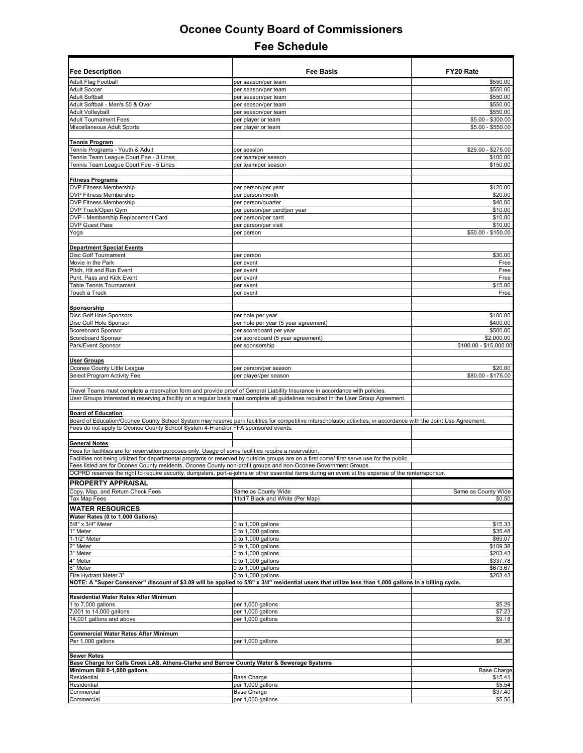# Oconee County Board of Commissioners

## Fee Schedule

| Fee Description | Fee Basis | FY20 Rate |
|---|---|---|
| Adult Flag Football | per season/per team | $550.00 |
| Adult Soccer | per season/per team | $550.00 |
| Adult Softball | per season/per team | $550.00 |
| Adult Softball - Men's 50 & Over | per season/per team | $550.00 |
| Adult Volleyball | per season/per team | $550.00 |
| Adult Tournament Fees | per player or team | $5.00 - $300.00 |
| Miscellaneous Adult Sports | per player or team | $5.00 - $550.00 |
| | | |
| **Tennis Program** | | |
| Tennis Programs - Youth & Adult | per session | $25.00 - $275.00 |
| Tennis Team League Court Fee - 3 Lines | per team/per season | $100.00 |
| Tennis Team League Court Fee - 5 Lines | per team/per season | $150.00 |
| | | |
| **Fitness Programs** | | |
| OVP Fitness Membership | per person/per year | $120.00 |
| OVP Fitness Membership | per person/month | $20.00 |
| OVP Fitness Membership | per person/quarter | $40.00 |
| OVP Track/Open Gym | per person/per card/per year | $10.00 |
| OVP - Membership Replacement Card | per person/per card | $10.00 |
| OVP Guest Pass | per person/per visit | $10.00 |
| Yoga | per person | $50.00 - $150.00 |
| | | |
| **Department Special Events** | | |
| Disc Golf Tournament | per person | $30.00 |
| Movie in the Park | per event | Free |
| Pitch, Hit and Run Event | per event | Free |
| Punt, Pass and Kick Event | per event | Free |
| Table Tennis Tournament | per event | $15.00 |
| Touch a Truck | per event | Free |
| | | |
| **Sponsorship** | | |
| Disc Golf Hole Sponsors | per hole per year | $100.00 |
| Disc Golf Hole Sponsor | per hole per year (5 year agreement) | $400.00 |
| Scoreboard Sponsor | per scoreboard per year | $500.00 |
| Scoreboard Sponsor | per scoreboard (5 year agreement) | $2,000.00 |
| Park/Event Sponsor | per sponsorship | $100.00 - $15,000.00 |
| | | |
| **User Groups** | | |
| Oconee County Little League | per person/per season | $20.00 |
| Select Program Activity Fee | per player/per season | $80.00 - $175.00 |
| | | |
| Travel Teams must complete a reservation form and provide proof of General Liability Insurance in accordance with policies. | | |
| User Groups interested in reserving a facility on a regular basis must complete all guidelines required in the User Group Agreement. | | |
| | | |
| **Board of Education** | | |
| Board of Education/Oconee County School System may reserve park facilities for competitive interscholastic activities, in accordance with the Joint Use Agreement. | | |
| Fees do not apply to Oconee County School System 4-H and/or FFA sponsored events. | | |
| | | |
| **General Notes** | | |
| Fees for facilities are for reservation purposes only. Usage of some facilities require a reservation. | | |
| Facilities not being utilized for departmental programs or reserved by outside groups are on a first come/ first serve use for the public. | | |
| Fees listed are for Oconee County residents, Oconee County non-profit groups and non-Oconee Government Groups. | | |
| OCPRD reserves the right to require security, dumpsters, port-a-johns or other essential items during an event at the expense of the renter/sponsor. | | |
| **PROPERTY APPRAISAL** | | |
| Copy, Map, and Return Check Fees | Same as County Wide | Same as County Wide |
| Tax Map Fees | 11x17 Black and White (Per Map) | $0.50 |
| **WATER RESOURCES** | | |
| **Water Rates (0 to 1,000 Gallons)** | | |
| 5/8" x 3/4" Meter | 0 to 1,000 gallons | $15.33 |
| 1" Meter | 0 to 1,000 gallons | $35.48 |
| 1-1/2" Meter | 0 to 1,000 gallons | $69.07 |
| 2" Meter | 0 to 1,000 gallons | $109.38 |
| 3" Meter | 0 to 1,000 gallons | $203.43 |
| 4" Meter | 0 to 1,000 gallons | $337.78 |
| 6" Meter | 0 to 1,000 gallons | $673.67 |
| Fire Hydrant Meter 3" | 0 to 1,000 gallons | $203.43 |
| **NOTE: A "Super Conserver" discount of $3.09 will be applied to 5/8" x 3/4" residential users that utilize less than 1,000 gallons in a billing cycle.** | | |
| | | |
| **Residential Water Rates After Minimum** | | |
| 1 to 7,000 gallons | per 1,000 gallons | $5.29 |
| 7,001 to 14,000 gallons | per 1,000 gallons | $7.23 |
| 14,001 gallons and above | per 1,000 gallons | $9.18 |
| | | |
| **Commercial Water Rates After Minimum** | | |
| Per 1,000 gallons | per 1,000 gallons | $6.36 |
| | | |
| **Sewer Rates** | | |
| **Base Charge for Calls Creek LAS, Athens-Clarke and Barrow County Water & Sewerage Systems** | | |
| **Minimum Bill 0-1,000 gallons** | | Base Charge |
| Residential | Base Charge | $15.41 |
| Residential | per 1,000 gallons | $5.54 |
| Commercial | Base Charge | $37.40 |
| Commercial | per 1,000 gallons | $5.56 |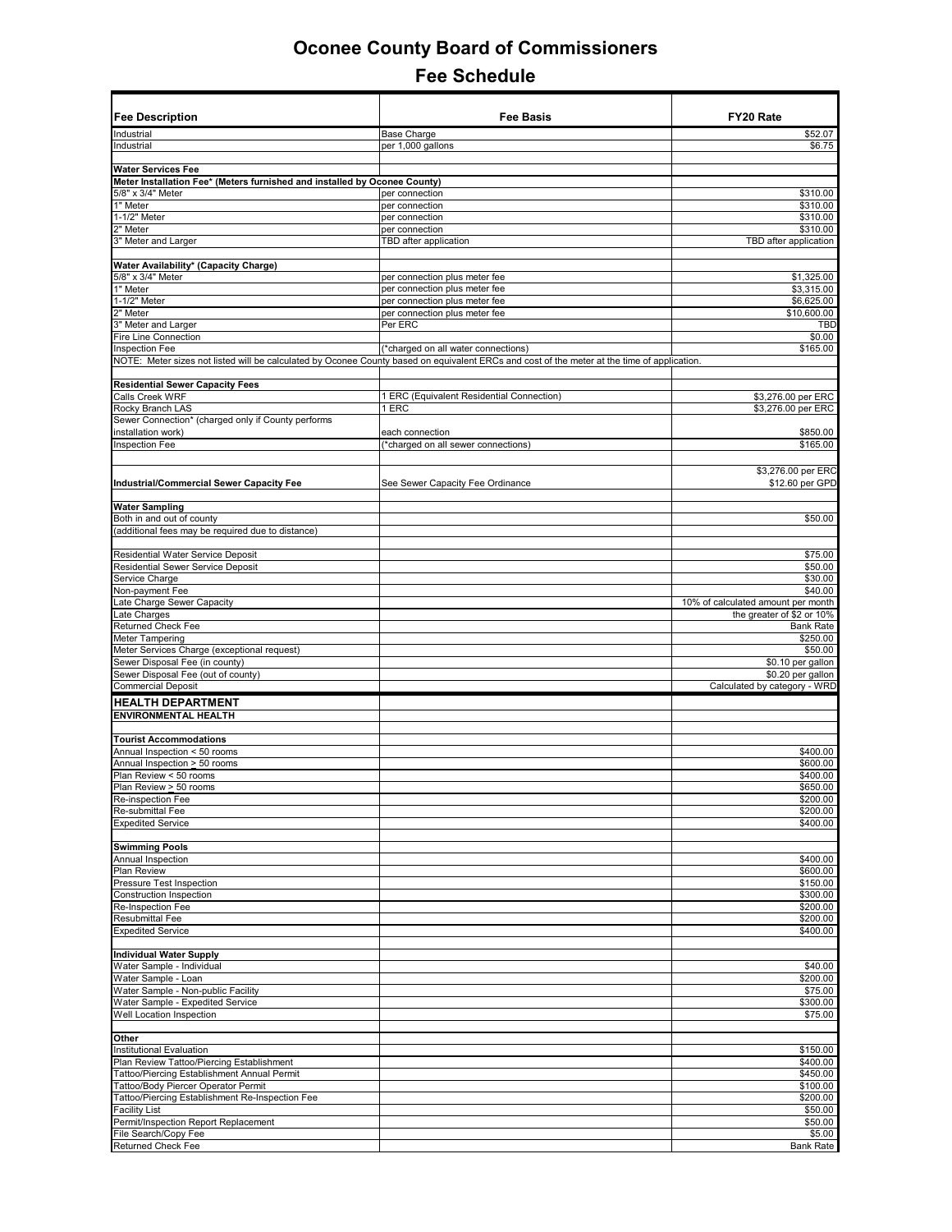# Oconee County Board of Commissioners

## Fee Schedule

| Fee Description | Fee Basis | FY20 Rate |
|---|---|---|
| Industrial | Base Charge | $52.07 |
| Industrial | per 1,000 gallons | $6.75 |
| | | |
| **Water Services Fee** | | |
| **Meter Installation Fee* (Meters furnished and installed by Oconee County)** | | |
| 5/8" x 3/4" Meter | per connection | $310.00 |
| 1" Meter | per connection | $310.00 |
| 1-1/2" Meter | per connection | $310.00 |
| 2" Meter | per connection | $310.00 |
| 3" Meter and Larger | TBD after application | TBD after application |
| | | |
| **Water Availability* (Capacity Charge)** | | |
| 5/8" x 3/4" Meter | per connection plus meter fee | $1,325.00 |
| 1" Meter | per connection plus meter fee | $3,315.00 |
| 1-1/2" Meter | per connection plus meter fee | $6,625.00 |
| 2" Meter | per connection plus meter fee | $10,600.00 |
| 3" Meter and Larger | Per ERC | TBD |
| Fire Line Connection | | $0.00 |
| Inspection Fee | (*charged on all water connections) | $165.00 |
| NOTE: Meter sizes not listed will be calculated by Oconee County based on equivalent ERCs and cost of the meter at the time of application. | | |
| | | |
| **Residential Sewer Capacity Fees** | | |
| Calls Creek WRF | 1 ERC (Equivalent Residential Connection) | $3,276.00 per ERC |
| Rocky Branch LAS | 1 ERC | $3,276.00 per ERC |
| Sewer Connection* (charged only if County performs installation work) | each connection | $850.00 |
| Inspection Fee | (*charged on all sewer connections) | $165.00 |
| | | |
| **Industrial/Commercial Sewer Capacity Fee** | See Sewer Capacity Fee Ordinance | $3,276.00 per ERC<br>$12.60 per GPD |
| | | |
| **Water Sampling** | | |
| Both in and out of county | | $50.00 |
| (additional fees may be required due to distance) | | |
| | | |
| Residential Water Service Deposit | | $75.00 |
| Residential Sewer Service Deposit | | $50.00 |
| Service Charge | | $30.00 |
| Non-payment Fee | | $40.00 |
| Late Charge Sewer Capacity | | 10% of calculated amount per month |
| Late Charges | | the greater of $2 or 10% |
| Returned Check Fee | | Bank Rate |
| Meter Tampering | | $250.00 |
| Meter Services Charge (exceptional request) | | $50.00 |
| Sewer Disposal Fee (in county) | | $0.10 per gallon |
| Sewer Disposal Fee (out of county) | | $0.20 per gallon |
| Commercial Deposit | | Calculated by category - WRD |
| **HEALTH DEPARTMENT** | | |
| **ENVIRONMENTAL HEALTH** | | |
| | | |
| **Tourist Accommodations** | | |
| Annual Inspection < 50 rooms | | $400.00 |
| Annual Inspection ≥ 50 rooms | | $600.00 |
| Plan Review < 50 rooms | | $400.00 |
| Plan Review > 50 rooms | | $650.00 |
| Re-inspection Fee | | $200.00 |
| Re-submittal Fee | | $200.00 |
| Expedited Service | | $400.00 |
| | | |
| **Swimming Pools** | | |
| Annual Inspection | | $400.00 |
| Plan Review | | $600.00 |
| Pressure Test Inspection | | $150.00 |
| Construction Inspection | | $300.00 |
| Re-Inspection Fee | | $200.00 |
| Resubmittal Fee | | $200.00 |
| Expedited Service | | $400.00 |
| | | |
| **Individual Water Supply** | | |
| Water Sample - Individual | | $40.00 |
| Water Sample - Loan | | $200.00 |
| Water Sample - Non-public Facility | | $75.00 |
| Water Sample - Expedited Service | | $300.00 |
| Well Location Inspection | | $75.00 |
| | | |
| **Other** | | |
| Institutional Evaluation | | $150.00 |
| Plan Review Tattoo/Piercing Establishment | | $400.00 |
| Tattoo/Piercing Establishment Annual Permit | | $450.00 |
| Tattoo/Body Piercer Operator Permit | | $100.00 |
| Tattoo/Piercing Establishment Re-Inspection Fee | | $200.00 |
| Facility List | | $50.00 |
| Permit/Inspection Report Replacement | | $50.00 |
| File Search/Copy Fee | | $5.00 |
| Returned Check Fee | | Bank Rate |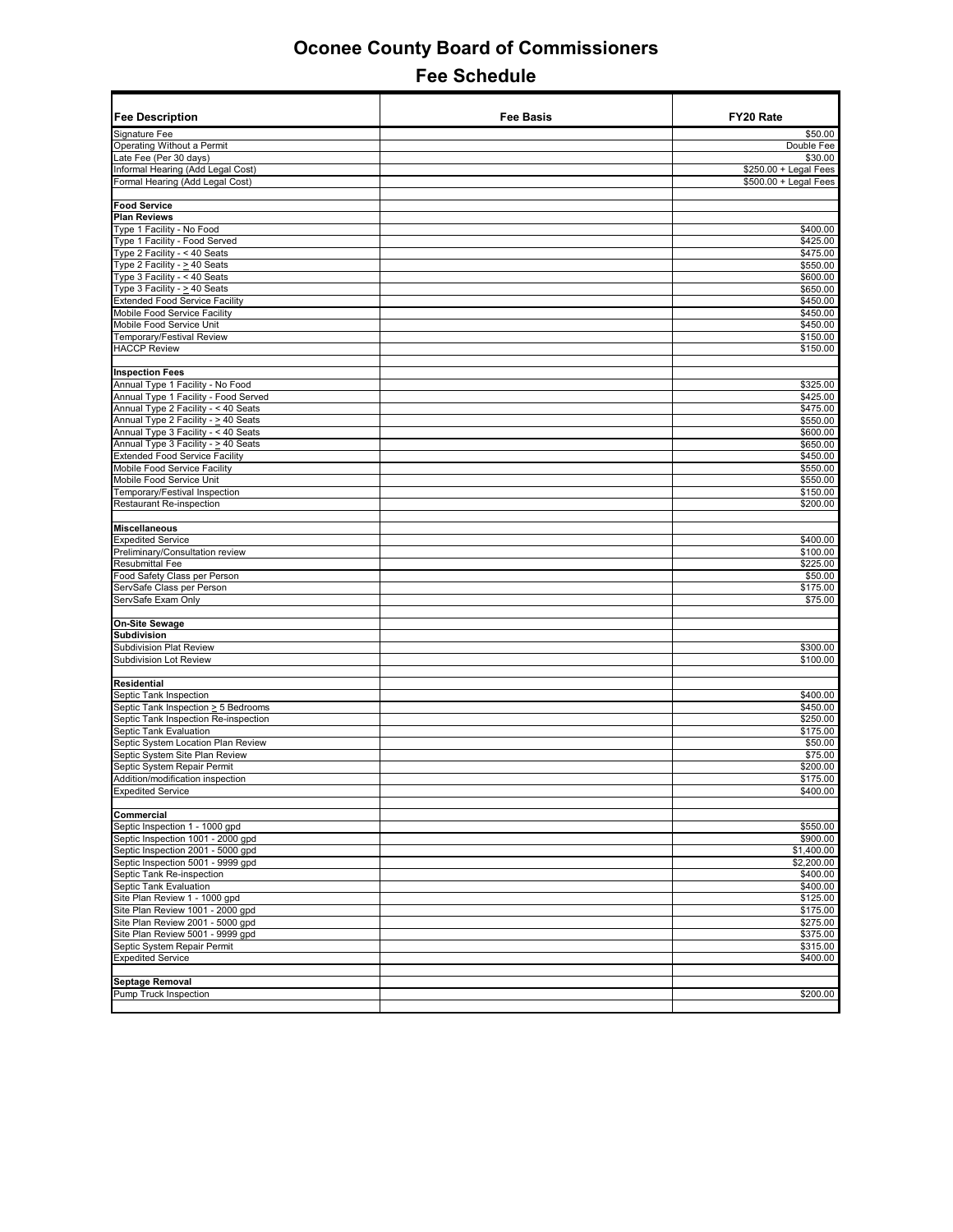# Oconee County Board of Commissioners

## Fee Schedule

| Fee Description | Fee Basis | FY20 Rate |
|---|---|---|
| Signature Fee | | $50.00 |
| Operating Without a Permit | | Double Fee |
| Late Fee (Per 30 days) | | $30.00 |
| Informal Hearing (Add Legal Cost) | | $250.00 + Legal Fees |
| Formal Hearing (Add Legal Cost) | | $500.00 + Legal Fees |
| | | |
| **Food Service** | | |
| **Plan Reviews** | | |
| Type 1 Facility - No Food | | $400.00 |
| Type 1 Facility - Food Served | | $425.00 |
| Type 2 Facility - < 40 Seats | | $475.00 |
| Type 2 Facility - ≥ 40 Seats | | $550.00 |
| Type 3 Facility - < 40 Seats | | $600.00 |
| Type 3 Facility - ≥ 40 Seats | | $650.00 |
| Extended Food Service Facility | | $450.00 |
| Mobile Food Service Facility | | $450.00 |
| Mobile Food Service Unit | | $450.00 |
| Temporary/Festival Review | | $150.00 |
| HACCP Review | | $150.00 |
| | | |
| **Inspection Fees** | | |
| Annual Type 1 Facility - No Food | | $325.00 |
| Annual Type 1 Facility - Food Served | | $425.00 |
| Annual Type 2 Facility - < 40 Seats | | $475.00 |
| Annual Type 2 Facility - ≥ 40 Seats | | $550.00 |
| Annual Type 3 Facility - < 40 Seats | | $600.00 |
| Annual Type 3 Facility - ≥ 40 Seats | | $650.00 |
| Extended Food Service Facility | | $450.00 |
| Mobile Food Service Facility | | $550.00 |
| Mobile Food Service Unit | | $550.00 |
| Temporary/Festival Inspection | | $150.00 |
| Restaurant Re-inspection | | $200.00 |
| | | |
| **Miscellaneous** | | |
| Expedited Service | | $400.00 |
| Preliminary/Consultation review | | $100.00 |
| Resubmittal Fee | | $225.00 |
| Food Safety Class per Person | | $50.00 |
| ServSafe Class per Person | | $175.00 |
| ServSafe Exam Only | | $75.00 |
| | | |
| **On-Site Sewage** | | |
| **Subdivision** | | |
| Subdivision Plat Review | | $300.00 |
| Subdivision Lot Review | | $100.00 |
| | | |
| **Residential** | | |
| Septic Tank Inspection | | $400.00 |
| Septic Tank Inspection ≥ 5 Bedrooms | | $450.00 |
| Septic Tank Inspection Re-inspection | | $250.00 |
| Septic Tank Evaluation | | $175.00 |
| Septic System Location Plan Review | | $50.00 |
| Septic System Site Plan Review | | $75.00 |
| Septic System Repair Permit | | $200.00 |
| Addition/modification inspection | | $175.00 |
| Expedited Service | | $400.00 |
| | | |
| **Commercial** | | |
| Septic Inspection 1 - 1000 gpd | | $550.00 |
| Septic Inspection 1001 - 2000 gpd | | $900.00 |
| Septic Inspection 2001 - 5000 gpd | | $1,400.00 |
| Septic Inspection 5001 - 9999 gpd | | $2,200.00 |
| Septic Tank Re-inspection | | $400.00 |
| Septic Tank Evaluation | | $400.00 |
| Site Plan Review 1 - 1000 gpd | | $125.00 |
| Site Plan Review 1001 - 2000 gpd | | $175.00 |
| Site Plan Review 2001 - 5000 gpd | | $275.00 |
| Site Plan Review 5001 - 9999 gpd | | $375.00 |
| Septic System Repair Permit | | $315.00 |
| Expedited Service | | $400.00 |
| | | |
| **Septage Removal** | | |
| Pump Truck Inspection | | $200.00 |
| | | |